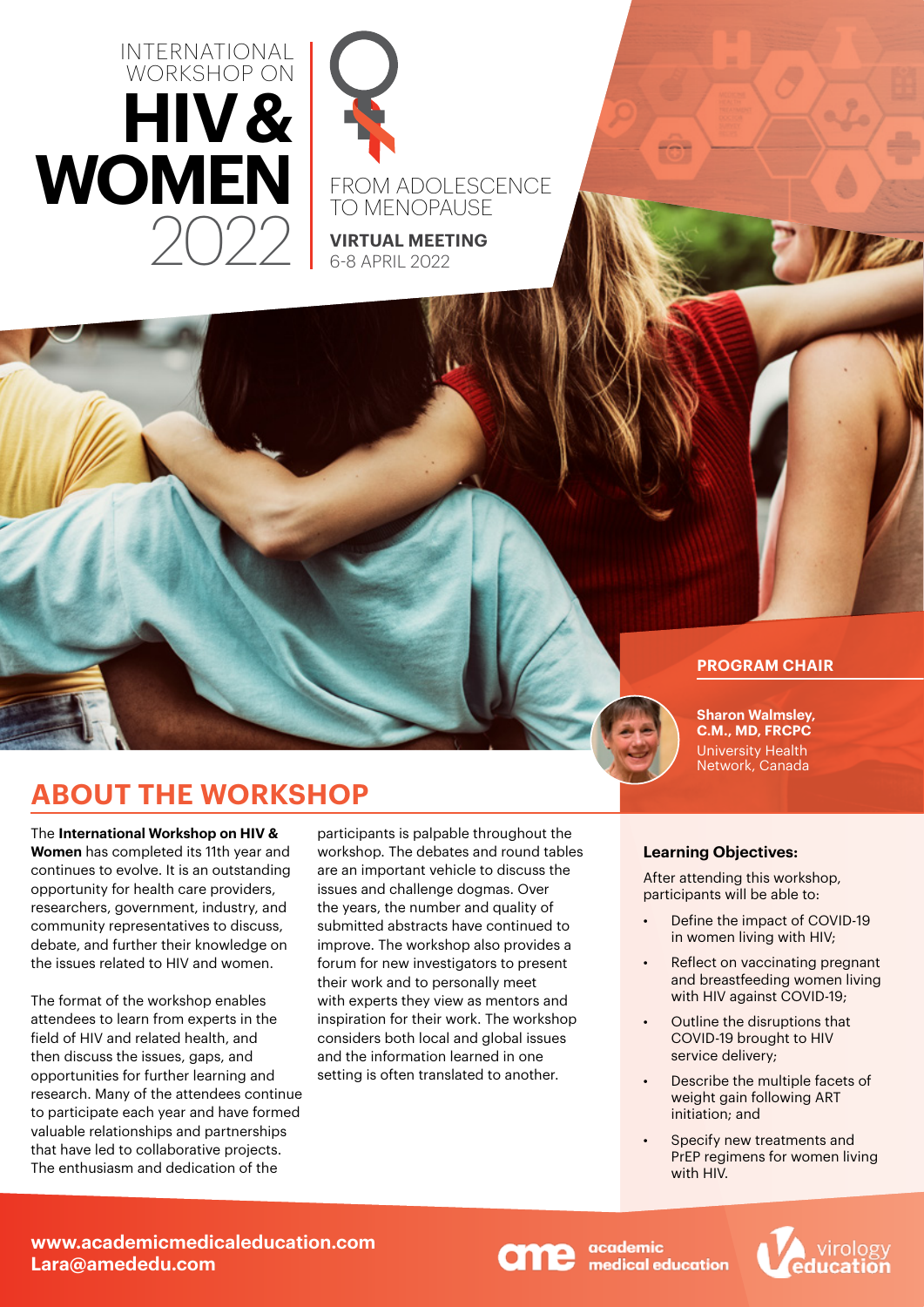# INTERNATIONAL WORKSHOP ON HIV & WOMEN 2022

FROM ADOLESCENCE TO MENOPAUSE

**VIRTUAL MEETING**
6-8 APRIL 2022

**PROGRAM CHAIR**

**Sharon Walmsley, C.M., MD, FRCPC**
University Health Network, Canada

## ABOUT THE WORKSHOP

The **International Workshop on HIV & Women** has completed its 11th year and continues to evolve. It is an outstanding opportunity for health care providers, researchers, government, industry, and community representatives to discuss, debate, and further their knowledge on the issues related to HIV and women.

The format of the workshop enables attendees to learn from experts in the field of HIV and related health, and then discuss the issues, gaps, and opportunities for further learning and research. Many of the attendees continue to participate each year and have formed valuable relationships and partnerships that have led to collaborative projects. The enthusiasm and dedication of the participants is palpable throughout the workshop. The debates and round tables are an important vehicle to discuss the issues and challenge dogmas. Over the years, the number and quality of submitted abstracts have continued to improve. The workshop also provides a forum for new investigators to present their work and to personally meet with experts they view as mentors and inspiration for their work. The workshop considers both local and global issues and the information learned in one setting is often translated to another.

**Learning Objectives:**

After attending this workshop, participants will be able to:

- Define the impact of COVID-19 in women living with HIV;
- Reflect on vaccinating pregnant and breastfeeding women living with HIV against COVID-19;
- Outline the disruptions that COVID-19 brought to HIV service delivery;
- Describe the multiple facets of weight gain following ART initiation; and
- Specify new treatments and PrEP regimens for women living with HIV.

**www.academicmedicaleducation.com**
**Lara@amededu.com**

academic medical education

virology education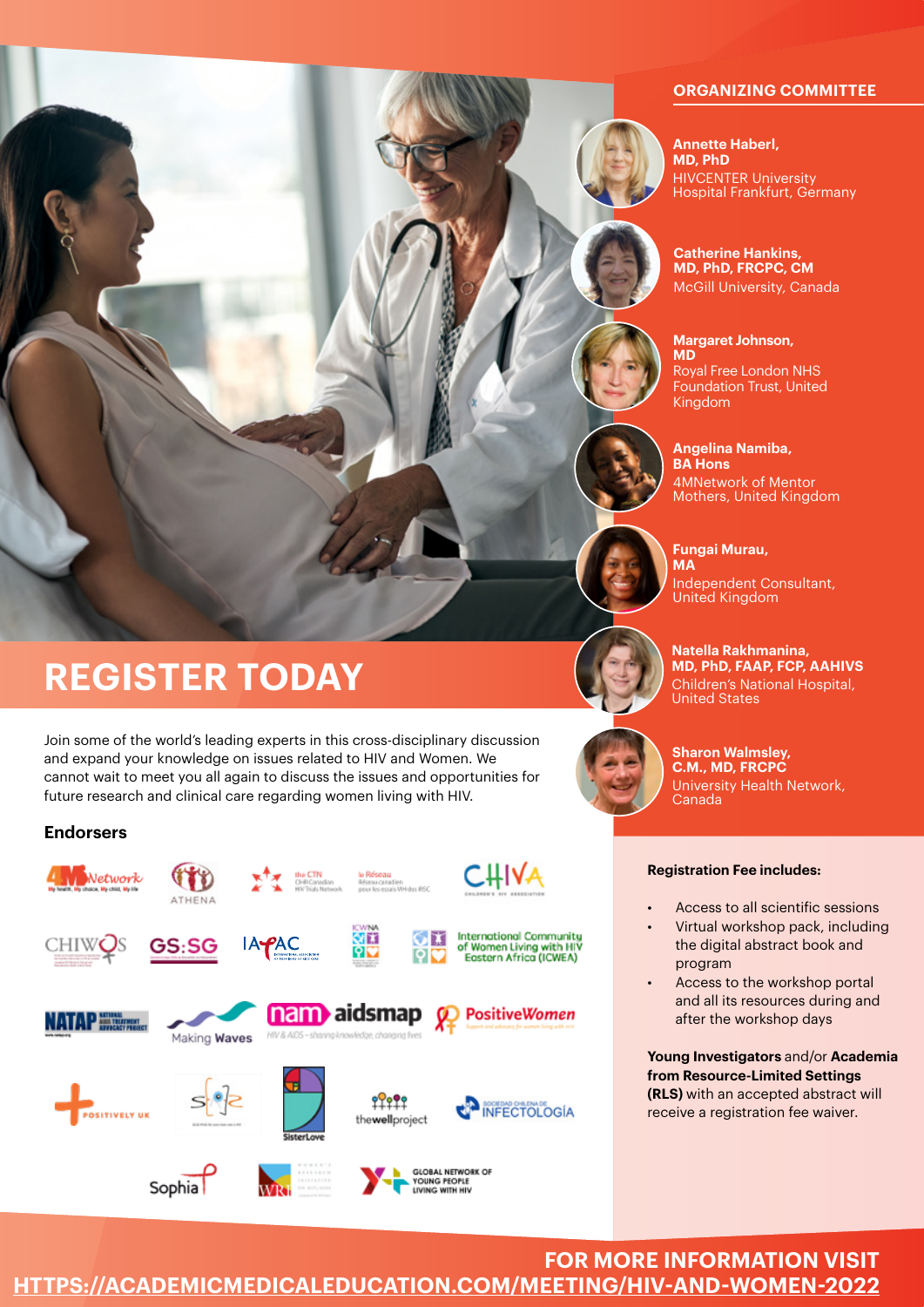## ORGANIZING COMMITTEE

**Annette Haberl, MD, PhD**
HIVCENTER University Hospital Frankfurt, Germany

**Catherine Hankins, MD, PhD, FRCPC, CM**
McGill University, Canada

**Margaret Johnson, MD**
Royal Free London NHS Foundation Trust, United Kingdom

**Angelina Namiba, BA Hons**
4MNetwork of Mentor Mothers, United Kingdom

**Fungai Murau, MA**
Independent Consultant, United Kingdom

**Natella Rakhmanina, MD, PhD, FAAP, FCP, AAHIVS**
Children's National Hospital, United States

**Sharon Walmsley, C.M., MD, FRCPC**
University Health Network, Canada

# REGISTER TODAY

Join some of the world's leading experts in this cross-disciplinary discussion and expand your knowledge on issues related to HIV and Women. We cannot wait to meet you all again to discuss the issues and opportunities for future research and clinical care regarding women living with HIV.

### Endorsers

4MNetwork
ATHENA
the CTN
le Réseau
CHIVA
CHIWOS
GS:SG
IAPAC
ICWNA
International Community of Women Living with HIV Eastern Africa (ICWEA)
NATAP
Making Waves
nam aidsmap
PositiveWomen
POSITIVELY UK
SisterLove
thewellproject
SOCIEDAD CHILENA DE INFECTOLOGÍA
Sophia
WRI
GLOBAL NETWORK OF YOUNG PEOPLE LIVING WITH HIV

**Registration Fee includes:**

- Access to all scientific sessions
- Virtual workshop pack, including the digital abstract book and program
- Access to the workshop portal and all its resources during and after the workshop days

**Young Investigators** and/or **Academia from Resource-Limited Settings (RLS)** with an accepted abstract will receive a registration fee waiver.

**FOR MORE INFORMATION VISIT**
**HTTPS://ACADEMICMEDICALEDUCATION.COM/MEETING/HIV-AND-WOMEN-2022**